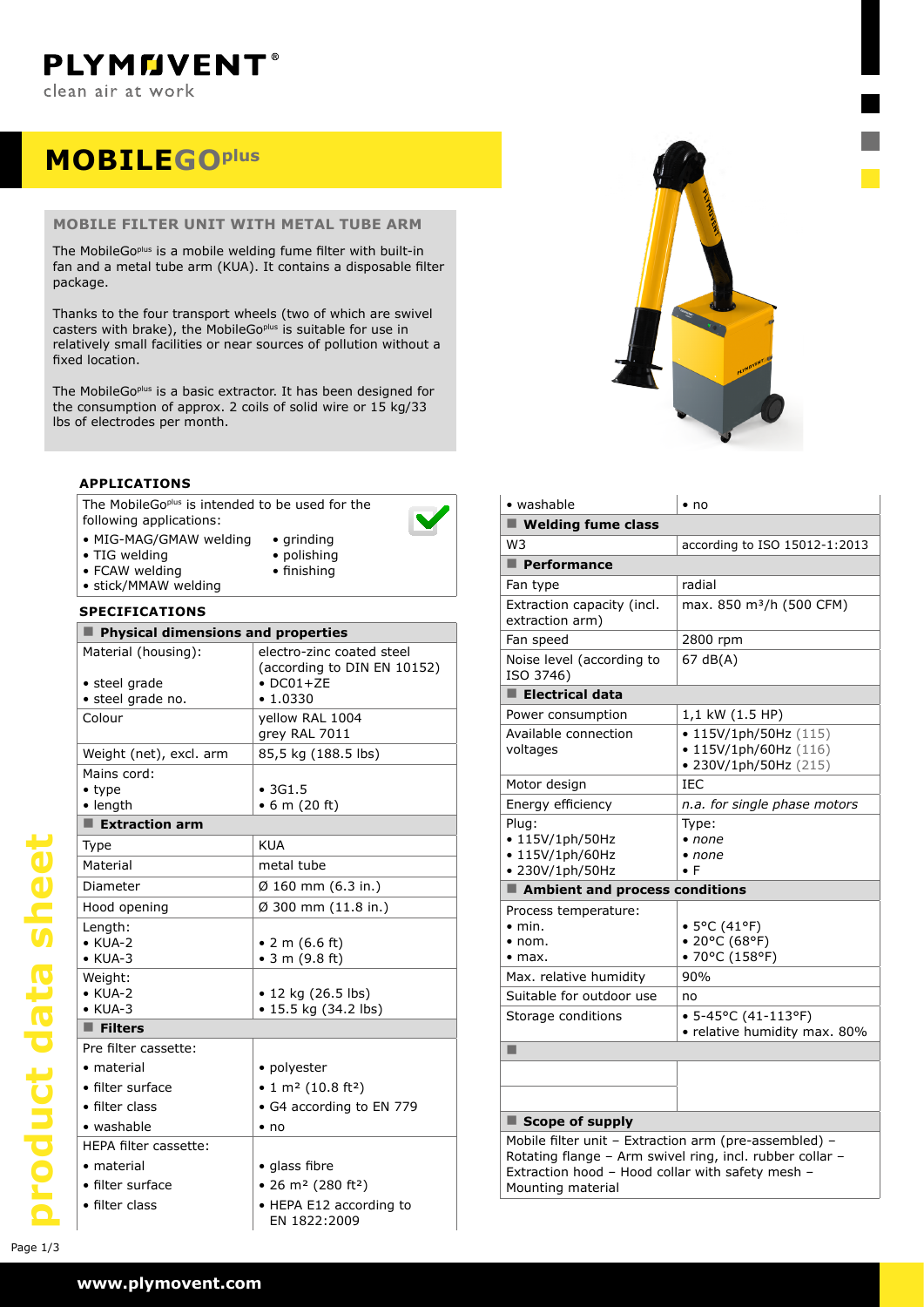# MOBILEGO^plus

## MOBILE FILTER UNIT WITH METAL TUBE ARM

The MobileGo^plus is a mobile welding fume filter with built-in fan and a metal tube arm (KUA). It contains a disposable filter package.

Thanks to the four transport wheels (two of which are swivel casters with brake), the MobileGo^plus is suitable for use in relatively small facilities or near sources of pollution without a fixed location.

The MobileGo^plus is a basic extractor. It has been designed for the consumption of approx. 2 coils of solid wire or 15 kg/33 lbs of electrodes per month.

### APPLICATIONS

The MobileGo^plus is intended to be used for the following applications:

- MIG-MAG/GMAW welding
- TIG welding
- FCAW welding
- stick/MMAW welding
- grinding
- polishing
- finishing

### SPECIFICATIONS

| Physical dimensions and properties | |
|---|---|
| Material (housing):<br>• steel grade<br>• steel grade no. | electro-zinc coated steel (according to DIN EN 10152)<br>• DC01+ZE<br>• 1.0330 |
| Colour | yellow RAL 1004<br>grey RAL 7011 |
| Weight (net), excl. arm | 85,5 kg (188.5 lbs) |
| Mains cord:<br>• type<br>• length | <br>• 3G1.5<br>• 6 m (20 ft) |
| **Extraction arm** | |
| Type | KUA |
| Material | metal tube |
| Diameter | Ø 160 mm (6.3 in.) |
| Hood opening | Ø 300 mm (11.8 in.) |
| Length:<br>• KUA-2<br>• KUA-3 | <br>• 2 m (6.6 ft)<br>• 3 m (9.8 ft) |
| Weight:<br>• KUA-2<br>• KUA-3 | <br>• 12 kg (26.5 lbs)<br>• 15.5 kg (34.2 lbs) |
| **Filters** | |
| Pre filter cassette:<br>• material<br>• filter surface<br>• filter class<br>• washable | <br>• polyester<br>• 1 m² (10.8 ft²)<br>• G4 according to EN 779<br>• no |
| HEPA filter cassette:<br>• material<br>• filter surface<br>• filter class<br>• washable | <br>• glass fibre<br>• 26 m² (280 ft²)<br>• HEPA E12 according to EN 1822:2009<br>• no |
| **Welding fume class** | |
| W3 | according to ISO 15012-1:2013 |
| **Performance** | |
| Fan type | radial |
| Extraction capacity (incl. extraction arm) | max. 850 m³/h (500 CFM) |
| Fan speed | 2800 rpm |
| Noise level (according to ISO 3746) | 67 dB(A) |
| **Electrical data** | |
| Power consumption | 1,1 kW (1.5 HP) |
| Available connection voltages | • 115V/1ph/50Hz (115)<br>• 115V/1ph/60Hz (116)<br>• 230V/1ph/50Hz (215) |
| Motor design | IEC |
| Energy efficiency | *n.a. for single phase motors* |
| Plug:<br>• 115V/1ph/50Hz<br>• 115V/1ph/60Hz<br>• 230V/1ph/50Hz | Type:<br>• *none*<br>• *none*<br>• F |
| **Ambient and process conditions** | |
| Process temperature:<br>• min.<br>• nom.<br>• max. | <br>• 5°C (41°F)<br>• 20°C (68°F)<br>• 70°C (158°F) |
| Max. relative humidity | 90% |
| Suitable for outdoor use | no |
| Storage conditions | • 5-45°C (41-113°F)<br>• relative humidity max. 80% |

### Scope of supply

Mobile filter unit – Extraction arm (pre-assembled) – Rotating flange – Arm swivel ring, incl. rubber collar – Extraction hood – Hood collar with safety mesh – Mounting material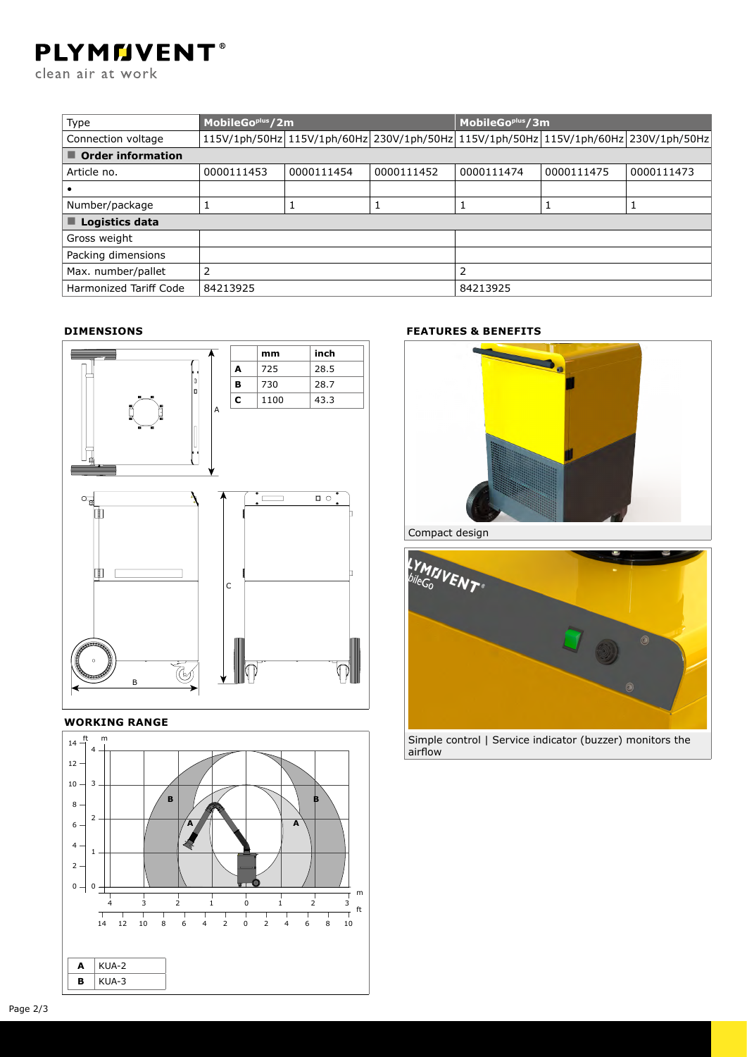| Type | MobileGo[plus]/2m | | | MobileGo[plus]/3m | | |
|---|---|---|---|---|---|---|
| Connection voltage | 115V/1ph/50Hz | 115V/1ph/60Hz | 230V/1ph/50Hz | 115V/1ph/50Hz | 115V/1ph/60Hz | 230V/1ph/50Hz |
| **Order information** | | | | | | |
| Article no. | 0000111453 | 0000111454 | 0000111452 | 0000111474 | 0000111475 | 0000111473 |
| • | | | | | | |
| Number/package | 1 | 1 | 1 | 1 | 1 | 1 |
| **Logistics data** | | | | | | |
| Gross weight | | | | | | |
| Packing dimensions | | | | | | |
| Max. number/pallet | 2 | | | 2 | | |
| Harmonized Tariff Code | 84213925 | | | 84213925 | | |

## DIMENSIONS

| | mm | inch |
|---|---|---|
| A | 725 | 28.5 |
| B | 730 | 28.7 |
| C | 1100 | 43.3 |

## WORKING RANGE

| | |
|---|---|
| A | KUA-2 |
| B | KUA-3 |

## FEATURES & BENEFITS

Compact design

Simple control | Service indicator (buzzer) monitors the airflow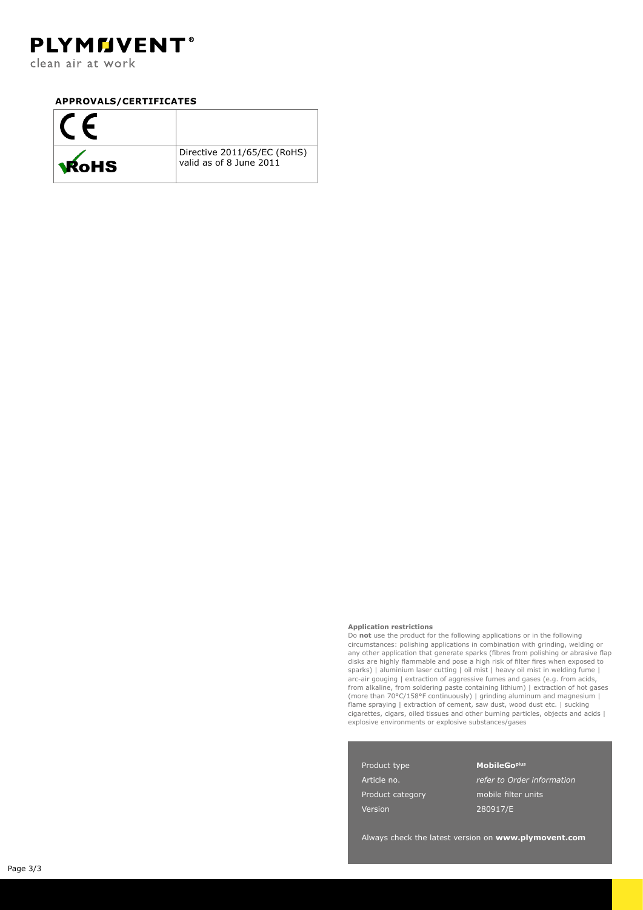**PLYMOVENT®**

clean air at work

### APPROVALS/CERTIFICATES

| | |
|---|---|
| CE | |
| RoHS | Directive 2011/65/EC (RoHS) valid as of 8 June 2011 |

**Application restrictions**

Do **not** use the product for the following applications or in the following circumstances: polishing applications in combination with grinding, welding or any other application that generate sparks (fibres from polishing or abrasive flap disks are highly flammable and pose a high risk of filter fires when exposed to sparks) | aluminium laser cutting | oil mist | heavy oil mist in welding fume | arc-air gouging | extraction of aggressive fumes and gases (e.g. from acids, from alkaline, from soldering paste containing lithium) | extraction of hot gases (more than 70°C/158°F continuously) | grinding aluminum and magnesium | flame spraying | extraction of cement, saw dust, wood dust etc. | sucking cigarettes, cigars, oiled tissues and other burning particles, objects and acids | explosive environments or explosive substances/gases

| | |
|---|---|
| Product type | **MobileGo^plus** |
| Article no. | *refer to Order information* |
| Product category | mobile filter units |
| Version | 280917/E |

Always check the latest version on **www.plymovent.com**